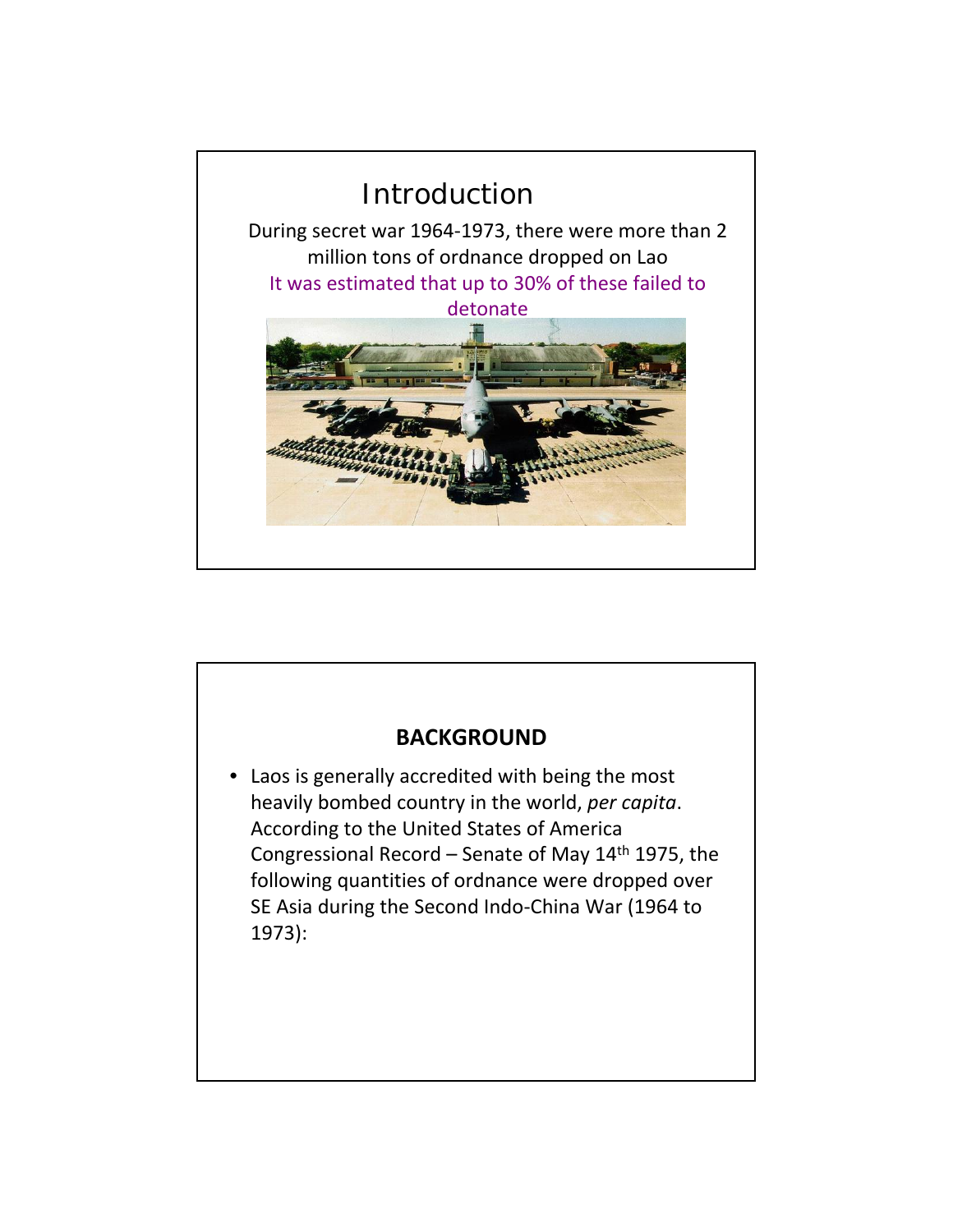## Introduction

During secret war 1964-1973, there were more than 2 million tons of ordnance dropped on Lao

It was estimated that up to 30% of these failed to detonate

## BACKGROUND

- Laos is generally accredited with being the most heavily bombed country in the world, *per capita*. According to the United States of America Congressional Record – Senate of May 14th 1975, the following quantities of ordnance were dropped over SE Asia during the Second Indo-China War (1964 to 1973):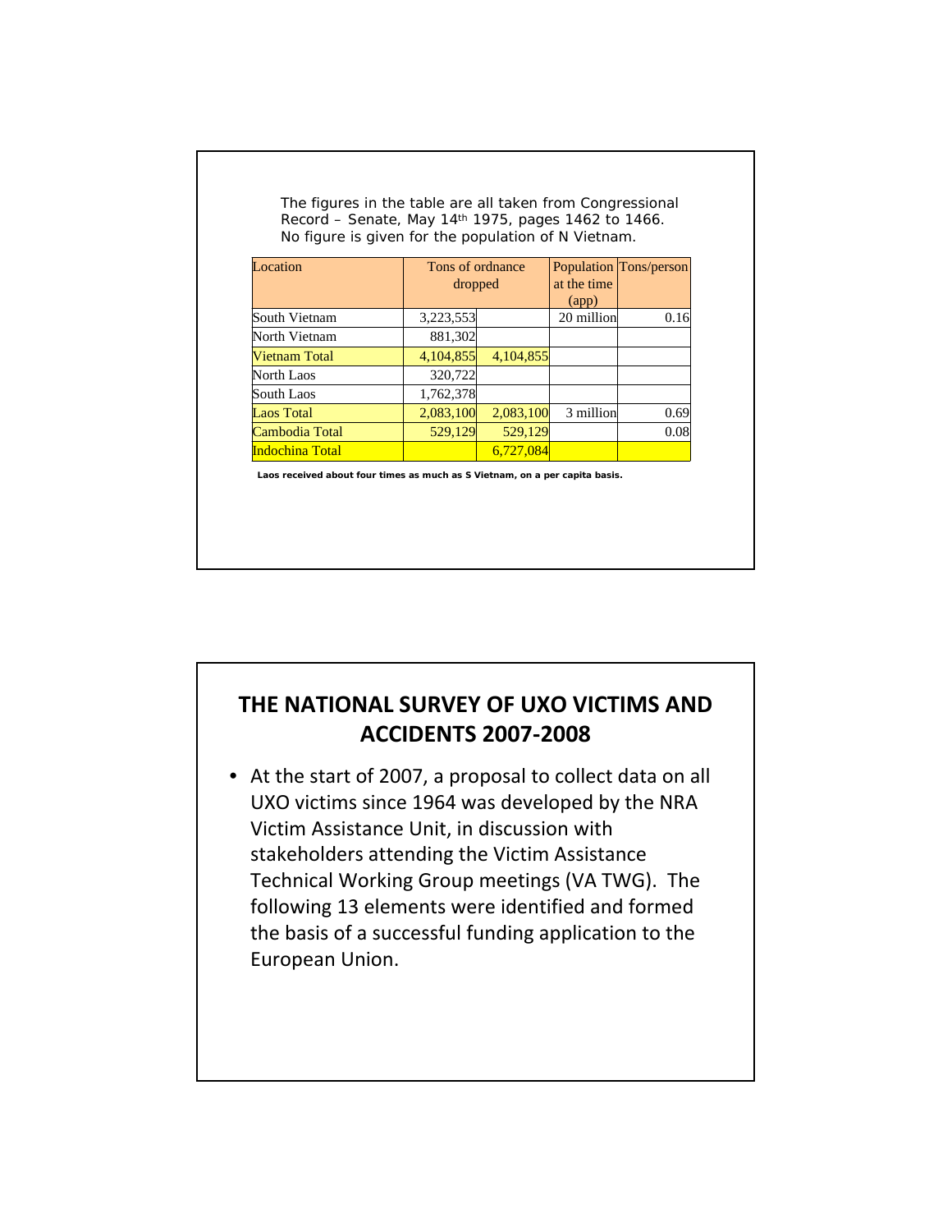The figures in the table are all taken from Congressional Record – Senate, May 14th 1975, pages 1462 to 1466. No figure is given for the population of N Vietnam.

| Location | Tons of ordnance dropped | | Population at the time (app) | Tons/person |
|---|---|---|---|---|
| South Vietnam | 3,223,553 | | 20 million | 0.16 |
| North Vietnam | 881,302 | | | |
| Vietnam Total | 4,104,855 | 4,104,855 | | |
| North Laos | 320,722 | | | |
| South Laos | 1,762,378 | | | |
| Laos Total | 2,083,100 | 2,083,100 | 3 million | 0.69 |
| Cambodia Total | 529,129 | 529,129 | | 0.08 |
| Indochina Total | | 6,727,084 | | |

**Laos received about four times as much as S Vietnam, on a per capita basis.**

## THE NATIONAL SURVEY OF UXO VICTIMS AND ACCIDENTS 2007-2008

- At the start of 2007, a proposal to collect data on all UXO victims since 1964 was developed by the NRA Victim Assistance Unit, in discussion with stakeholders attending the Victim Assistance Technical Working Group meetings (VA TWG). The following 13 elements were identified and formed the basis of a successful funding application to the European Union.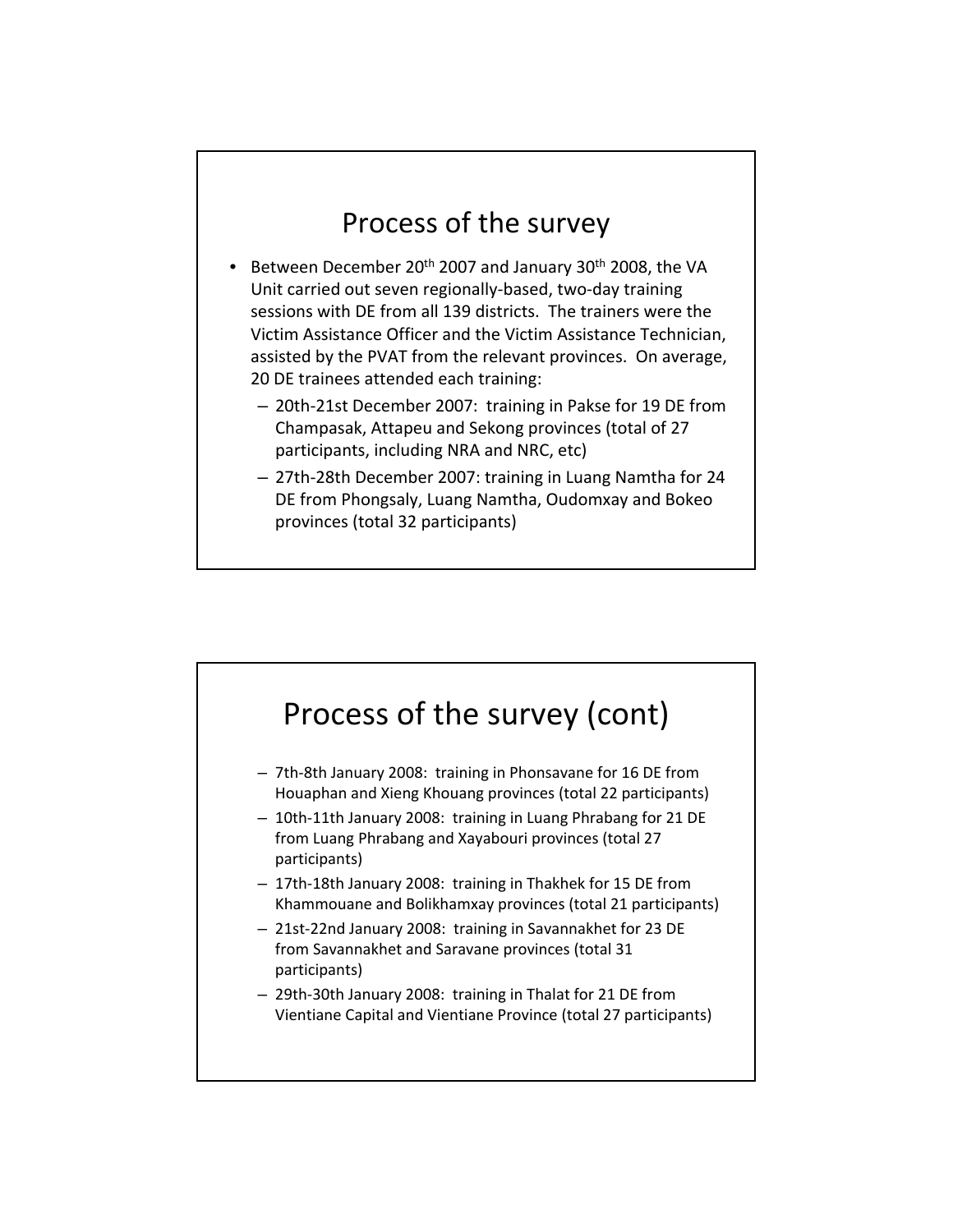# Process of the survey

- Between December 20th 2007 and January 30th 2008, the VA Unit carried out seven regionally-based, two-day training sessions with DE from all 139 districts. The trainers were the Victim Assistance Officer and the Victim Assistance Technician, assisted by the PVAT from the relevant provinces. On average, 20 DE trainees attended each training:
  - 20th-21st December 2007: training in Pakse for 19 DE from Champasak, Attapeu and Sekong provinces (total of 27 participants, including NRA and NRC, etc)
  - 27th-28th December 2007: training in Luang Namtha for 24 DE from Phongsaly, Luang Namtha, Oudomxay and Bokeo provinces (total 32 participants)

# Process of the survey (cont)

- 7th-8th January 2008: training in Phonsavane for 16 DE from Houaphan and Xieng Khouang provinces (total 22 participants)
- 10th-11th January 2008: training in Luang Phrabang for 21 DE from Luang Phrabang and Xayabouri provinces (total 27 participants)
- 17th-18th January 2008: training in Thakhek for 15 DE from Khammouane and Bolikhamxay provinces (total 21 participants)
- 21st-22nd January 2008: training in Savannakhet for 23 DE from Savannakhet and Saravane provinces (total 31 participants)
- 29th-30th January 2008: training in Thalat for 21 DE from Vientiane Capital and Vientiane Province (total 27 participants)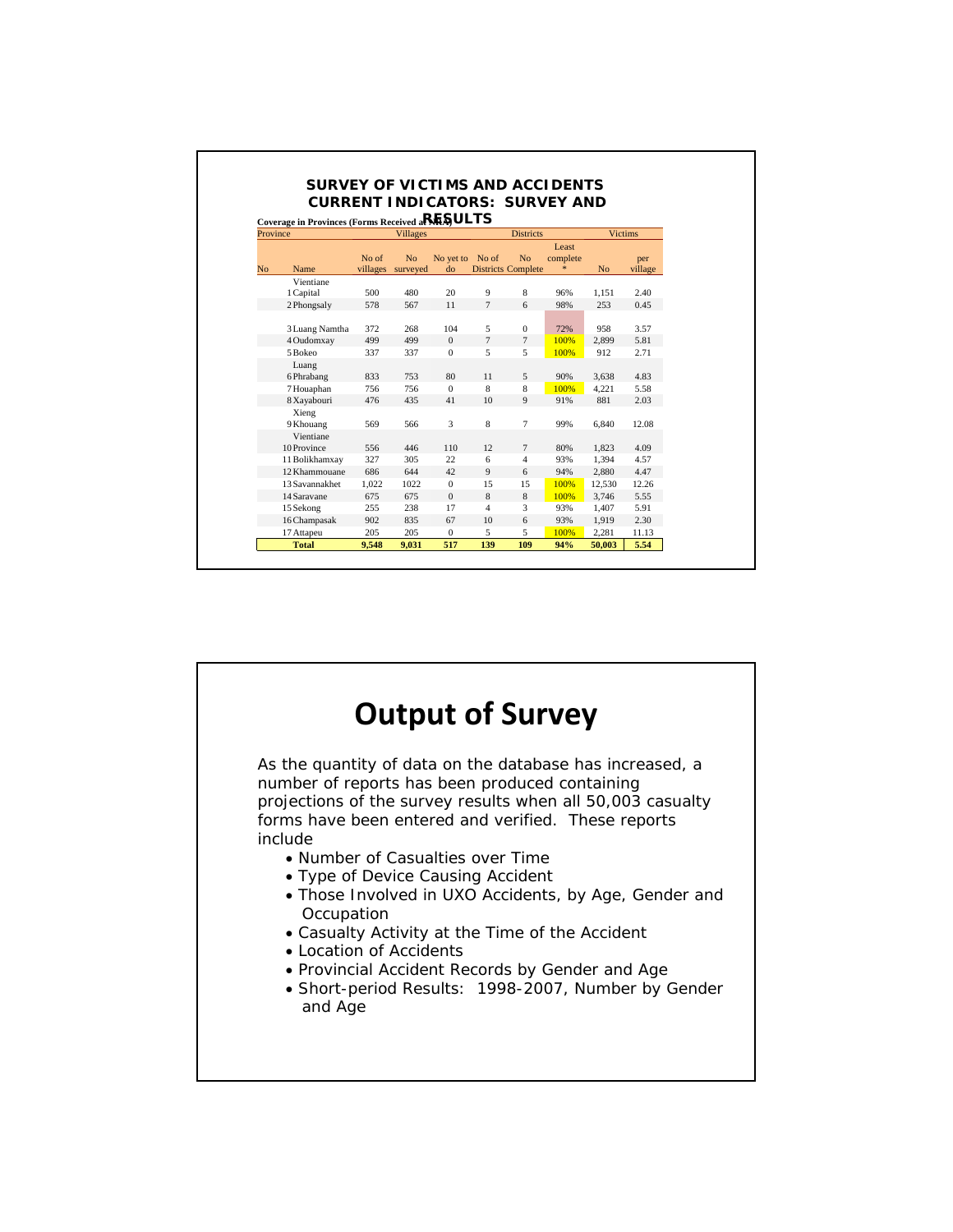## SURVEY OF VICTIMS AND ACCIDENTS CURRENT INDICATORS: SURVEY AND RESULTS

Coverage in Provinces (Forms Received at NRA)

| Province | | Villages | | | Districts | | | Victims | |
|---|---|---|---|---|---|---|---|---|---|
| No | Name | No of villages | No surveyed | No yet to do | No of Districts | No Complete | Least complete * | No | per village |
| 1 | Vientiane Capital | 500 | 480 | 20 | 9 | 8 | 96% | 1,151 | 2.40 |
| 2 | Phongsaly | 578 | 567 | 11 | 7 | 6 | 98% | 253 | 0.45 |
| 3 | Luang Namtha | 372 | 268 | 104 | 5 | 0 | 72% | 958 | 3.57 |
| 4 | Oudomxay | 499 | 499 | 0 | 7 | 7 | 100% | 2,899 | 5.81 |
| 5 | Bokeo | 337 | 337 | 0 | 5 | 5 | 100% | 912 | 2.71 |
| 6 | Luang Phrabang | 833 | 753 | 80 | 11 | 5 | 90% | 3,638 | 4.83 |
| 7 | Houaphan | 756 | 756 | 0 | 8 | 8 | 100% | 4,221 | 5.58 |
| 8 | Xayabouri | 476 | 435 | 41 | 10 | 9 | 91% | 881 | 2.03 |
| 9 | Xieng Khouang | 569 | 566 | 3 | 8 | 7 | 99% | 6,840 | 12.08 |
| 10 | Vientiane Province | 556 | 446 | 110 | 12 | 7 | 80% | 1,823 | 4.09 |
| 11 | Bolikhamxay | 327 | 305 | 22 | 6 | 4 | 93% | 1,394 | 4.57 |
| 12 | Khammouane | 686 | 644 | 42 | 9 | 6 | 94% | 2,880 | 4.47 |
| 13 | Savannakhet | 1,022 | 1022 | 0 | 15 | 15 | 100% | 12,530 | 12.26 |
| 14 | Saravane | 675 | 675 | 0 | 8 | 8 | 100% | 3,746 | 5.55 |
| 15 | Sekong | 255 | 238 | 17 | 4 | 3 | 93% | 1,407 | 5.91 |
| 16 | Champasak | 902 | 835 | 67 | 10 | 6 | 93% | 1,919 | 2.30 |
| 17 | Attapeu | 205 | 205 | 0 | 5 | 5 | 100% | 2,281 | 11.13 |
| | **Total** | **9,548** | **9,031** | **517** | **139** | **109** | **94%** | **50,003** | **5.54** |

# Output of Survey

As the quantity of data on the database has increased, a number of reports has been produced containing projections of the survey results when all 50,003 casualty forms have been entered and verified. These reports include

- Number of Casualties over Time
- Type of Device Causing Accident
- Those Involved in UXO Accidents, by Age, Gender and Occupation
- Casualty Activity at the Time of the Accident
- Location of Accidents
- Provincial Accident Records by Gender and Age
- Short-period Results: 1998-2007, Number by Gender and Age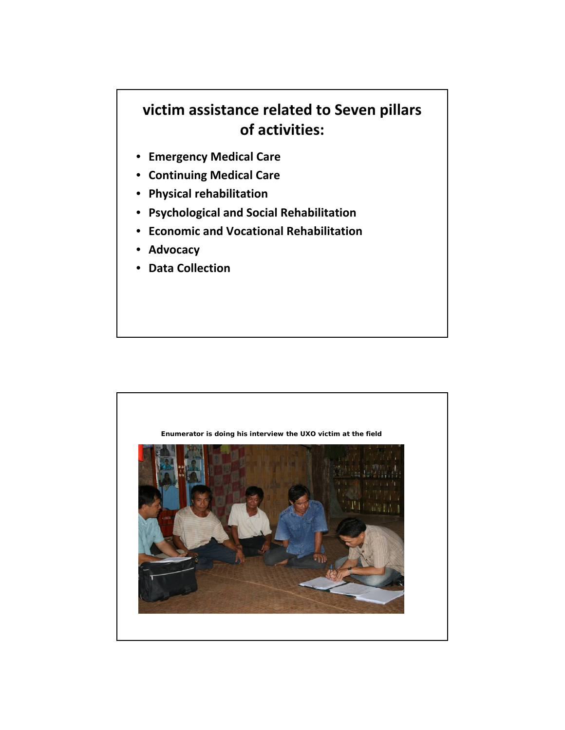## victim assistance related to Seven pillars of activities:

- **Emergency Medical Care**
- **Continuing Medical Care**
- **Physical rehabilitation**
- **Psychological and Social Rehabilitation**
- **Economic and Vocational Rehabilitation**
- **Advocacy**
- **Data Collection**

**Enumerator is doing his interview the UXO victim at the field**